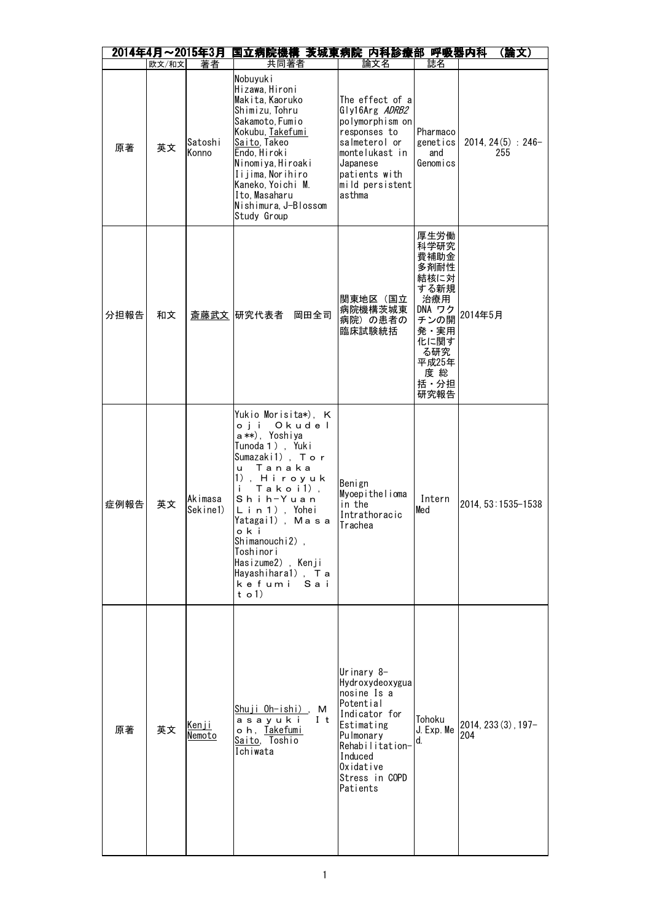| 2014年4月～2015年3月 国立病院機構 茨城東病院 内科診療部 呼吸器内科 （論文） | | | | | | |
|---|---|---|---|---|---|---|
| | 欧文/和文 | 著者 | 共同著者 | 論文名 | 誌名 | |
| 原著 | 英文 | Satoshi Konno | Nobuyuki Hizawa, Hironi Makita, Kaoruko Shimizu, Tohru Sakamoto, Fumio Kokubu, Takefumi Saito, Takeo Endo, Hiroki Ninomiya, Hiroaki Iijima, Norihiro Kaneko, Yoichi M. Ito, Masaharu Nishimura, J-Blossom Study Group | The effect of a Gly16Arg *ADRB2* polymorphism on responses to salmeterol or montelukast in Japanese patients with mild persistent asthma | Pharmacogenetics and Genomics | 2014, 24(5) : 246-255 |
| 分担報告 | 和文 | 斎藤武文 | 研究代表者 岡田全司 | 関東地区（国立病院機構茨城東病院）の患者の臨床試験統括 | 厚生労働科学研究費補助金 多剤耐性結核に対する新規治療用DNA ワクチンの開発・実用化に関する研究 平成25年度 総括・分担研究報告 | 2014年5月 |
| 症例報告 | 英文 | Akimasa Sekine1) | Yukio Morisita*), Ｋｏｊｉ Ｏｋｕｄｅｌａ**), Yoshiya Tunoda１), Yuki Sumazaki1), Ｔｏｒｕ Ｔａｎａｋａ 1), Ｈｉｒｏｙｕｋｉ Ｔａｋｏｉ1), Ｓｈｉｈ-Ｙｕａｎ Ｌｉｎ１), Yohei Yatagai1), Ｍａｓａｏｋｉ Shimanouchi2), Toshinori Hasizume2), Kenji Hayashihara1), Ｔａｋｅｆｕｍｉ Ｓａｉｔｏ1) | Benign Myoepithelioma in the Intrathoracic Trachea | Intern Med | 2014, 53:1535-1538 |
| 原著 | 英文 | Kenji Nemoto | Shuji Oh-ishi), Ｍａｓａｙｕｋｉ Ｉｔｏｈ, Takefumi Saito, Toshio Ichiwata | Urinary 8-Hydroxydeoxyguanosine Is a Potential Indicator for Estimating Pulmonary Rehabilitation-Induced Oxidative Stress in COPD Patients | Tohoku J. Exp. Med. | 2014, 233(3), 197-204 |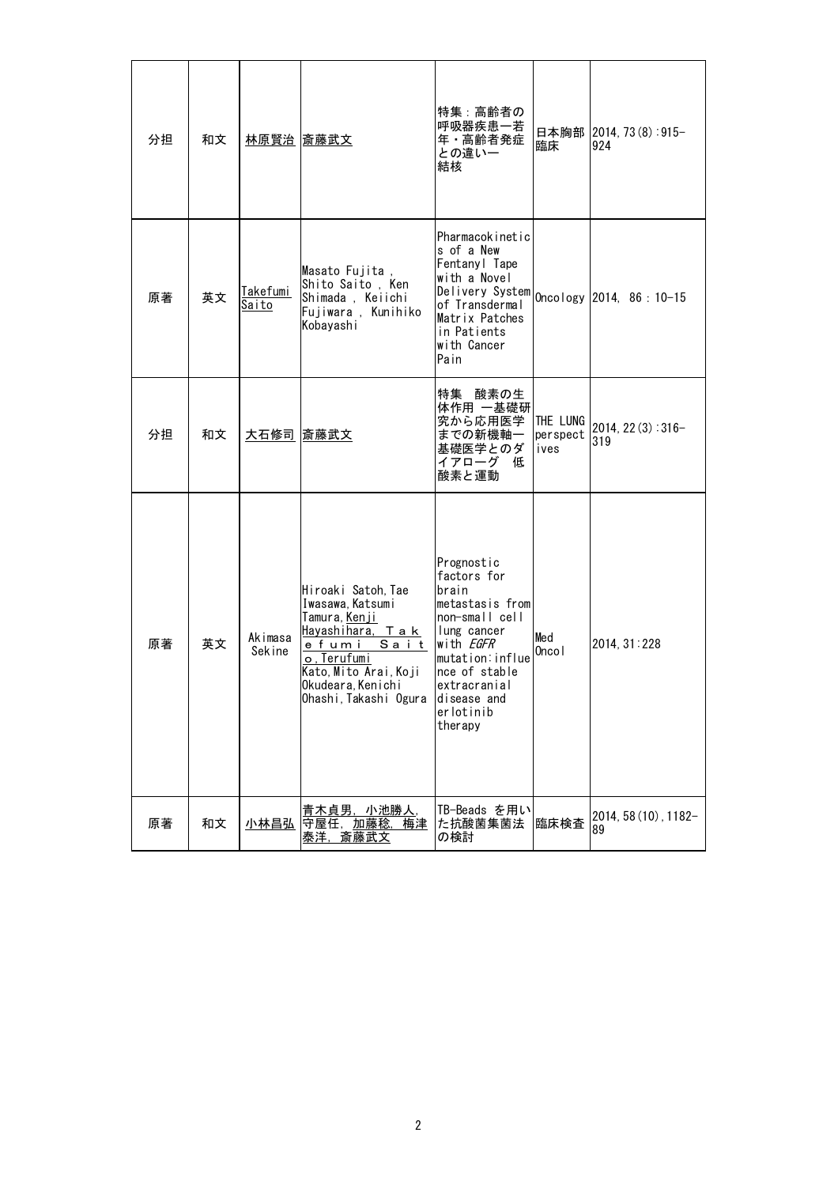| | | | | | | |
|---|---|---|---|---|---|---|
| 分担 | 和文 | 林原賢治 | 斎藤武文 | 特集：高齢者の呼吸器疾患ー若年・高齢者発症との違いー結核 | 日本胸部臨床 | 2014, 73(8):915-924 |
| 原著 | 英文 | Takefumi Saito | Masato Fujita , Shito Saito , Ken Shimada , Keiichi Fujiwara , Kunihiko Kobayashi | Pharmacokinetics of a New Fentanyl Tape with a Novel Delivery System of Transdermal Matrix Patches in Patients with Cancer Pain | Oncology | 2014, 86 : 10-15 |
| 分担 | 和文 | 大石修司 | 斎藤武文 | 特集 酸素の生体作用 ー基礎研究から応用医学までの新機軸ー 基礎医学とのダイアローグ 低酸素と運動 | THE LUNG perspectives | 2014, 22(3):316-319 |
| 原著 | 英文 | Akimasa Sekine | Hiroaki Satoh, Tae Iwasawa, Katsumi Tamura, Kenji Hayashihara, Ｔａｋｅｆｕｍｉ Ｓａｉｔｏ, Terufumi Kato, Mito Arai, Koji Okudeara, Kenichi Ohashi, Takashi Ogura | Prognostic factors for brain metastasis from non-small cell lung cancer with *EGFR* mutation:influence of stable extracranial disease and erlotinib therapy | Med Oncol | 2014, 31:228 |
| 原著 | 和文 | 小林昌弘 | 青木貞男, 小池勝人, 守屋任, 加藤稔, 梅津泰洋, 斎藤武文 | TB-Beads を用いた抗酸菌集菌法の検討 | 臨床検査 | 2014, 58(10), 1182-89 |